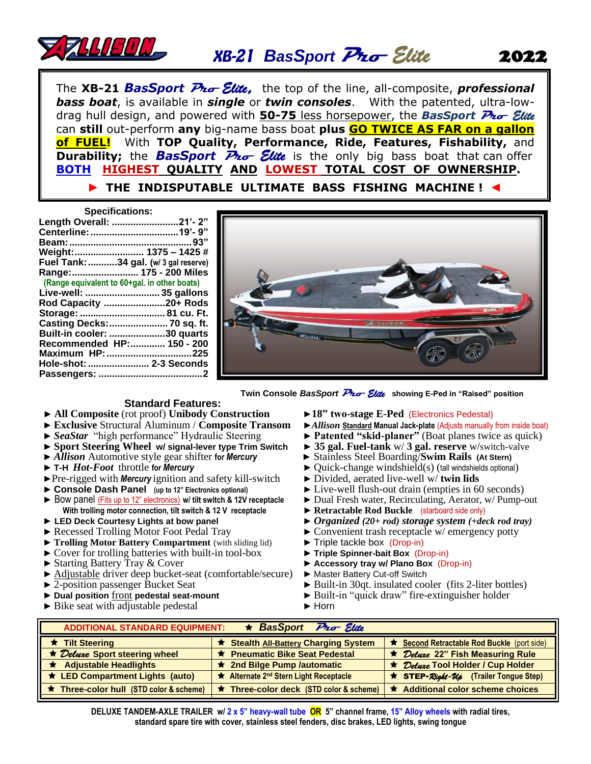# ALLISON XB-21 BasSport Pro Elite 2022

The **XB-21** ***BasSport Pro Elite,*** the top of the line, all-composite, ***professional bass boat***, is available in ***single*** or ***twin consoles***. With the patented, ultra-low-drag hull design, and powered with **50-75** less horsepower, the ***BasSport Pro Elite*** can **still** out-perform **any** big-name bass boat **plus GO TWICE AS FAR on a gallon of FUEL!** With **TOP Quality, Performance, Ride, Features, Fishability,** and **Durability;** the ***BasSport Pro Elite*** is the only big bass boat that can offer **BOTH HIGHEST QUALITY AND LOWEST TOTAL COST OF OWNERSHIP**.

**► THE INDISPUTABLE ULTIMATE BASS FISHING MACHINE ! ◄**

### Specifications:

**Length Overall:** ........................21'- 2"
**Centerline:** ................................19'- 9"
**Beam:** ............................................93"
**Weight:** ......................... 1375 – 1425 #
**Fuel Tank:** ...........34 gal. (w/ 3 gal reserve)
**Range:** ......................... 175 - 200 Miles
(Range equivalent to 60+gal. in other boats)
**Live-well:** ........................... 35 gallons
**Rod Capacity** .......................20+ Rods
**Storage:** ................................ 81 cu. Ft.
**Casting Decks:** ...................... 70 sq. ft.
**Built-in cooler:** .....................30 quarts
**Recommended HP:** ............ 150 - 200
**Maximum HP:** ................................225
**Hole-shot:** ....................... 2-3 Seconds
**Passengers:** .......................................2

Twin Console *BasSport Pro Elite* showing E-Ped in "Raised" position

### Standard Features:

- ► **All Composite** (rot proof) **Unibody Construction**
- ► **Exclusive** Structural Aluminum / **Composite Transom**
- ► ***SeaStar*** "high performance" Hydraulic Steering
- ► **Sport Steering Wheel w/ signal-lever type Trim Switch**
- ► ***Allison*** Automotive style gear shifter **for *Mercury***
- ► **T-H *Hot-Foot*** throttle **for *Mercury***
- ► Pre-rigged with ***Mercury*** ignition and safety kill-switch
- ► **Console Dash Panel** (up to 12" Electronics optional)
- ► Bow panel (Fits up to 12" electronics) **w/ tilt switch & 12V receptacle With trolling motor connection, tilt switch & 12 V receptacle**
- ► **LED Deck Courtesy Lights at bow panel**
- ► Recessed Trolling Motor Foot Pedal Tray
- ► **Trolling Motor Battery Compartment** (with sliding lid)
- ► Cover for trolling batteries with built-in tool-box
- ► Starting Battery Tray & Cover
- ► Adjustable driver deep bucket-seat (comfortable/secure)
- ► 2-position passenger Bucket Seat
- ► **Dual position front pedestal seat-mount**
- ► Bike seat with adjustable pedestal
- ► **18" two-stage E-Ped** (Electronics Pedestal)
- ► ***Allison*** **Standard Manual Jack-plate** (Adjusts manually from inside boat)
- ► **Patented "skid-planer"** (Boat planes twice as quick)
- ► **35 gal. Fuel-tank** w/ **3 gal. reserve** w/switch-valve
- ► Stainless Steel Boarding/**Swim Rails (At Stern)**
- ► Quick-change windshield(s) (tall windshields optional)
- ► Divided, aerated live-well w/ **twin lids**
- ► Live-well flush-out drain (empties in 60 seconds)
- ► Dual Fresh water, Recirculating, Aerator, w/ Pump-out
- ► **Retractable Rod Buckle** (starboard side only)
- ► ***Organized (20+ rod) storage system (+deck rod tray)***
- ► Convenient trash receptacle w/ emergency potty
- ► Triple tackle box (Drop-in)
- ► **Triple Spinner-bait Box** (Drop-in)
- ► **Accessory tray w/ Plano Box** (Drop-in)
- ► Master Battery Cut-off Switch
- ► Built-in 30qt. insulated cooler (fits 2-liter bottles)
- ► Built-in "quick draw" fire-extinguisher holder
- ► Horn

| ADDITIONAL STANDARD EQUIPMENT: ★ BasSport Pro Elite | | |
|---|---|---|
| ★ Tilt Steering | ★ Stealth All-Battery Charging System | ★ Second Retractable Rod Buckle (port side) |
| ★ Deluxe Sport steering wheel | ★ Pneumatic Bike Seat Pedestal | ★ Deluxe 22" Fish Measuring Rule |
| ★ Adjustable Headlights | ★ 2nd Bilge Pump /automatic | ★ Deluxe Tool Holder / Cup Holder |
| ★ LED Compartment Lights (auto) | ★ Alternate 2nd Stern Light Receptacle | ★ STEP-Right-Up (Trailer Tongue Step) |
| ★ Three-color hull (STD color & scheme) | ★ Three-color deck (STD color & scheme) | ★ Additional color scheme choices |

**DELUXE TANDEM-AXLE TRAILER w/ 2 x 5" heavy-wall tube OR 5" channel frame, 15" Alloy wheels with radial tires, standard spare tire with cover, stainless steel fenders, disc brakes, LED lights, swing tongue**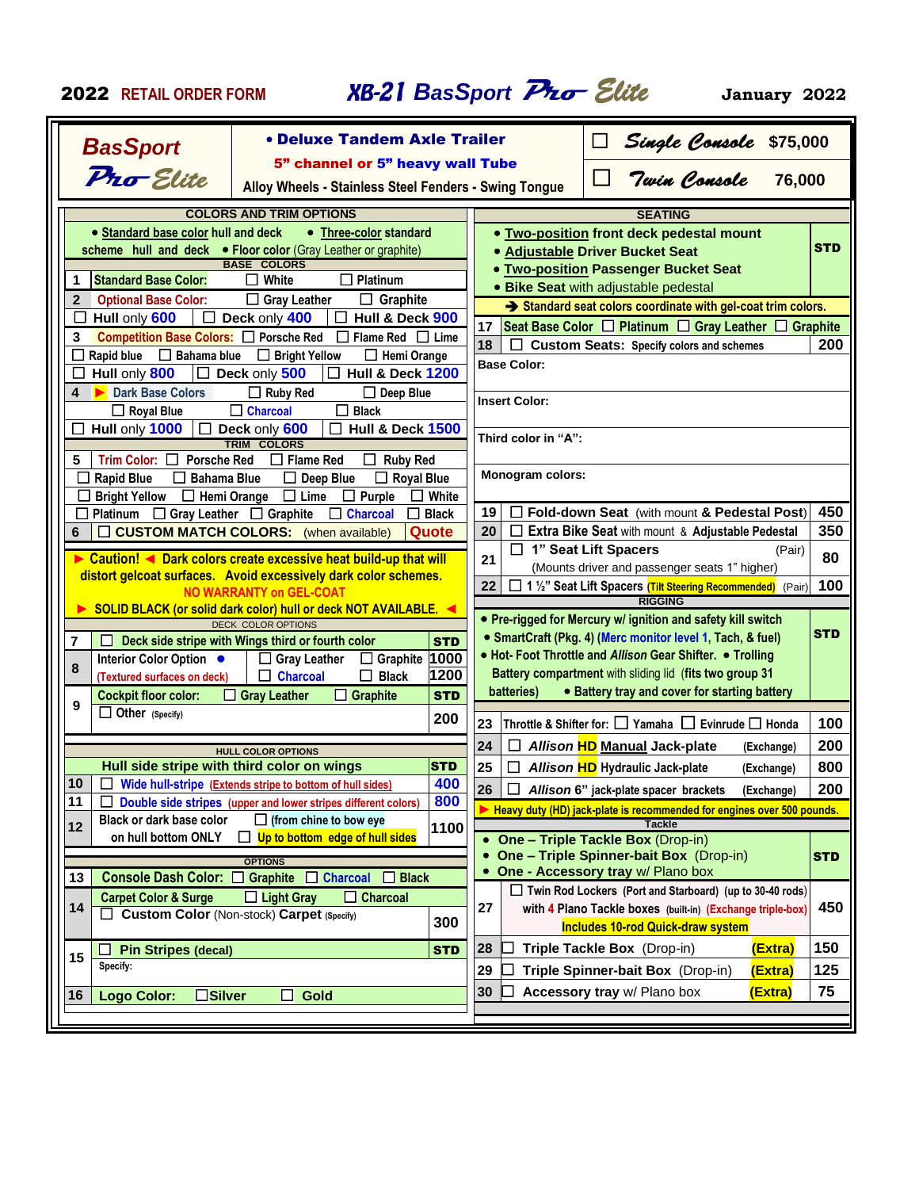# 2022 RETAIL ORDER FORM — XB-21 BasSport Pro Elite — January 2022

| BasSport Pro Elite | • Deluxe Tandem Axle Trailer<br>5" channel or 5" heavy wall Tube<br>Alloy Wheels - Stainless Steel Fenders - Swing Tongue | ☐ Single Console | $75,000 |
|---|---|---|---|
| | | ☐ Twin Console | 76,000 |

## COLORS AND TRIM OPTIONS

• Standard base color hull and deck scheme hull and deck • Three-color standard • Floor color (Gray Leather or graphite)

### BASE COLORS

| # | Option | | |
|---|---|---|---|
| 1 | Standard Base Color: | ☐ White | ☐ Platinum |
| 2 | Optional Base Color: | ☐ Gray Leather | ☐ Graphite |
| | ☐ Hull only 600 | ☐ Deck only 400 | ☐ Hull & Deck 900 |
| 3 | Competition Base Colors: ☐ Porsche Red ☐ Flame Red ☐ Lime<br>☐ Rapid blue ☐ Bahama blue ☐ Bright Yellow ☐ Hemi Orange | | |
| | ☐ Hull only 800 | ☐ Deck only 500 | ☐ Hull & Deck 1200 |
| 4 | ► Dark Base Colors ☐ Ruby Red ☐ Deep Blue<br>☐ Royal Blue ☐ Charcoal ☐ Black | | |
| | ☐ Hull only 1000 | ☐ Deck only 600 | ☐ Hull & Deck 1500 |

### TRIM COLORS

| # | Option | Price |
|---|---|---|
| 5 | Trim Color: ☐ Porsche Red ☐ Flame Red ☐ Ruby Red<br>☐ Rapid Blue ☐ Bahama Blue ☐ Deep Blue ☐ Royal Blue<br>☐ Bright Yellow ☐ Hemi Orange ☐ Lime ☐ Purple ☐ White<br>☐ Platinum ☐ Gray Leather ☐ Graphite ☐ Charcoal ☐ Black | |
| 6 | ☐ CUSTOM MATCH COLORS: (when available) | Quote |

► Caution! ◄ Dark colors create excessive heat build-up that will distort gelcoat surfaces. Avoid excessively dark color schemes.
NO WARRANTY on GEL-COAT
► SOLID BLACK (or solid dark color) hull or deck NOT AVAILABLE. ◄

### DECK COLOR OPTIONS

| # | Option | Price |
|---|---|---|
| 7 | ☐ Deck side stripe with Wings third or fourth color | STD |
| 8 | Interior Color Option • ☐ Gray Leather ☐ Graphite | 1000 |
| | (Textured surfaces on deck) ☐ Charcoal ☐ Black | 1200 |
| 9 | Cockpit floor color: ☐ Gray Leather ☐ Graphite | STD |
| | ☐ Other (Specify) | 200 |

### HULL COLOR OPTIONS

| # | Option | Price |
|---|---|---|
| | Hull side stripe with third color on wings | STD |
| 10 | ☐ Wide hull-stripe (Extends stripe to bottom of hull sides) | 400 |
| 11 | ☐ Double side stripes (upper and lower stripes different colors) | 800 |
| 12 | Black or dark base color on hull bottom ONLY ☐ (from chine to bow eye) ☐ Up to bottom edge of hull sides | 1100 |

### OPTIONS

| # | Option | Price |
|---|---|---|
| 13 | Console Dash Color: ☐ Graphite ☐ Charcoal ☐ Black | |
| 14 | Carpet Color & Surge ☐ Light Gray ☐ Charcoal | |
| | ☐ Custom Color (Non-stock) Carpet (Specify) | 300 |
| 15 | ☐ Pin Stripes (decal) | STD |
| | Specify: | |
| 16 | Logo Color: ☐ Silver ☐ Gold | |

## SEATING

| # | Option | Price |
|---|---|---|
| | • Two-position front deck pedestal mount<br>• Adjustable Driver Bucket Seat<br>• Two-position Passenger Bucket Seat<br>• Bike Seat with adjustable pedestal | STD |
| | ➔ Standard seat colors coordinate with gel-coat trim colors. | |
| 17 | Seat Base Color ☐ Platinum ☐ Gray Leather ☐ Graphite | |
| 18 | ☐ Custom Seats: Specify colors and schemes | 200 |
| | Base Color: | |
| | Insert Color: | |
| | Third color in "A": | |
| | Monogram colors: | |
| 19 | ☐ Fold-down Seat (with mount & Pedestal Post) | 450 |
| 20 | ☐ Extra Bike Seat with mount & Adjustable Pedestal | 350 |
| 21 | ☐ 1" Seat Lift Spacers (Pair)<br>(Mounts driver and passenger seats 1" higher) | 80 |
| 22 | ☐ 1 ½" Seat Lift Spacers (Tilt Steering Recommended) (Pair) | 100 |

## RIGGING

| # | Option | Price |
|---|---|---|
| | • Pre-rigged for Mercury w/ ignition and safety kill switch<br>• SmartCraft (Pkg. 4) (Merc monitor level 1, Tach, & fuel)<br>• Hot- Foot Throttle and Allison Gear Shifter. • Trolling Battery compartment with sliding lid (fits two group 31 batteries) • Battery tray and cover for starting battery | STD |
| 23 | Throttle & Shifter for: ☐ Yamaha ☐ Evinrude ☐ Honda | 100 |
| 24 | ☐ Allison HD Manual Jack-plate (Exchange) | 200 |
| 25 | ☐ Allison HD Hydraulic Jack-plate (Exchange) | 800 |
| 26 | ☐ Allison 6" jack-plate spacer brackets (Exchange) | 200 |

► Heavy duty (HD) jack-plate is recommended for engines over 500 pounds.

## Tackle

| # | Option | Price |
|---|---|---|
| | • One – Triple Tackle Box (Drop-in)<br>• One – Triple Spinner-bait Box (Drop-in)<br>• One - Accessory tray w/ Plano box | STD |
| 27 | ☐ Twin Rod Lockers (Port and Starboard) (up to 30-40 rods) with 4 Plano Tackle boxes (built-in) (Exchange triple-box)<br>Includes 10-rod Quick-draw system | 450 |
| 28 | ☐ Triple Tackle Box (Drop-in) (Extra) | 150 |
| 29 | ☐ Triple Spinner-bait Box (Drop-in) (Extra) | 125 |
| 30 | ☐ Accessory tray w/ Plano box (Extra) | 75 |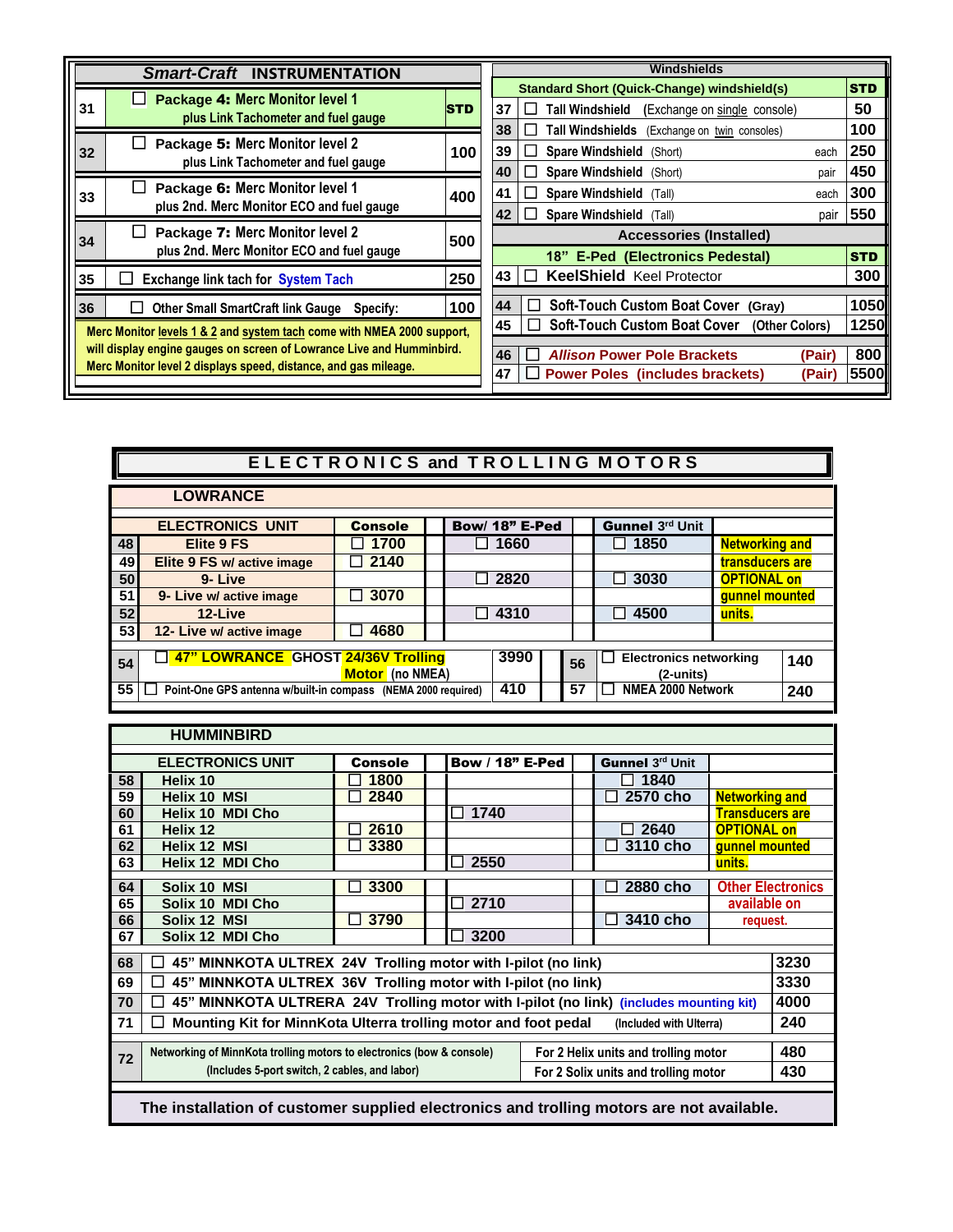## Smart-Craft INSTRUMENTATION

| # | Item | Price |
|---|---|---|
| 31 | ☐ **Package 4:** Merc Monitor level 1 plus Link Tachometer and fuel gauge | STD |
| 32 | ☐ **Package 5:** Merc Monitor level 2 plus Link Tachometer and fuel gauge | 100 |
| 33 | ☐ **Package 6:** Merc Monitor level 1 plus 2nd. Merc Monitor ECO and fuel gauge | 400 |
| 34 | ☐ **Package 7:** Merc Monitor level 2 plus 2nd. Merc Monitor ECO and fuel gauge | 500 |
| 35 | ☐ Exchange link tach for System Tach | 250 |
| 36 | ☐ Other Small SmartCraft link Gauge Specify: | 100 |

Merc Monitor levels 1 & 2 and system tach come with NMEA 2000 support, will display engine gauges on screen of Lowrance Live and Humminbird. Merc Monitor level 2 displays speed, distance, and gas mileage.

## Windshields

| # | Item | | Price |
|---|---|---|---|
| | Standard Short (Quick-Change) windshield(s) | | STD |
| 37 | ☐ Tall Windshield (Exchange on single console) | | 50 |
| 38 | ☐ Tall Windshields (Exchange on twin consoles) | | 100 |
| 39 | ☐ Spare Windshield (Short) | each | 250 |
| 40 | ☐ Spare Windshield (Short) | pair | 450 |
| 41 | ☐ Spare Windshield (Tall) | each | 300 |
| 42 | ☐ Spare Windshield (Tall) | pair | 550 |

## Accessories (Installed)

| # | Item | | Price |
|---|---|---|---|
| | 18" E-Ped (Electronics Pedestal) | | STD |
| 43 | ☐ **KeelShield** Keel Protector | | 300 |
| 44 | ☐ Soft-Touch Custom Boat Cover (Gray) | | 1050 |
| 45 | ☐ Soft-Touch Custom Boat Cover (Other Colors) | | 1250 |
| 46 | ☐ *Allison* Power Pole Brackets | (Pair) | 800 |
| 47 | ☐ Power Poles (includes brackets) | (Pair) | 5500 |

# ELECTRONICS and TROLLING MOTORS

## LOWRANCE

| # | ELECTRONICS UNIT | Console | Bow/ 18" E-Ped | Gunnel 3rd Unit | |
|---|---|---|---|---|---|
| 48 | Elite 9 FS | ☐ 1700 | ☐ 1660 | ☐ 1850 | Networking and |
| 49 | Elite 9 FS w/ active image | ☐ 2140 | | | transducers are |
| 50 | 9- Live | | ☐ 2820 | ☐ 3030 | OPTIONAL on |
| 51 | 9- Live w/ active image | ☐ 3070 | | | gunnel mounted |
| 52 | 12-Live | | ☐ 4310 | ☐ 4500 | units. |
| 53 | 12- Live w/ active image | ☐ 4680 | | | |

| # | Item | Price | # | Item | Price |
|---|---|---|---|---|---|
| 54 | ☐ 47" LOWRANCE GHOST 24/36V Trolling Motor (no NMEA) | 3990 | 56 | ☐ Electronics networking (2-units) | 140 |
| 55 | ☐ Point-One GPS antenna w/built-in compass (NEMA 2000 required) | 410 | 57 | ☐ NMEA 2000 Network | 240 |

## HUMMINBIRD

| # | ELECTRONICS UNIT | Console | Bow / 18" E-Ped | Gunnel 3rd Unit | |
|---|---|---|---|---|---|
| 58 | Helix 10 | ☐ 1800 | | ☐ 1840 | |
| 59 | Helix 10 MSI | ☐ 2840 | | ☐ 2570 cho | Networking and |
| 60 | Helix 10 MDI Cho | | ☐ 1740 | | Transducers are |
| 61 | Helix 12 | ☐ 2610 | | ☐ 2640 | OPTIONAL on |
| 62 | Helix 12 MSI | ☐ 3380 | | ☐ 3110 cho | gunnel mounted |
| 63 | Helix 12 MDI Cho | | ☐ 2550 | | units. |
| 64 | Solix 10 MSI | ☐ 3300 | | ☐ 2880 cho | Other Electronics |
| 65 | Solix 10 MDI Cho | | ☐ 2710 | | available on |
| 66 | Solix 12 MSI | ☐ 3790 | | ☐ 3410 cho | request. |
| 67 | Solix 12 MDI Cho | | ☐ 3200 | | |

| # | Item | Price |
|---|---|---|
| 68 | ☐ 45" MINNKOTA ULTREX 24V Trolling motor with I-pilot (no link) | 3230 |
| 69 | ☐ 45" MINNKOTA ULTREX 36V Trolling motor with I-pilot (no link) | 3330 |
| 70 | ☐ 45" MINNKOTA ULTRERA 24V Trolling motor with I-pilot (no link) (includes mounting kit) | 4000 |
| 71 | ☐ Mounting Kit for MinnKota Ulterra trolling motor and foot pedal (Included with Ulterra) | 240 |

| # | Item | Option | Price |
|---|---|---|---|
| 72 | Networking of MinnKota trolling motors to electronics (bow & console) (Includes 5-port switch, 2 cables, and labor) | For 2 Helix units and trolling motor | 480 |
| | | For 2 Solix units and trolling motor | 430 |

**The installation of customer supplied electronics and trolling motors are not available.**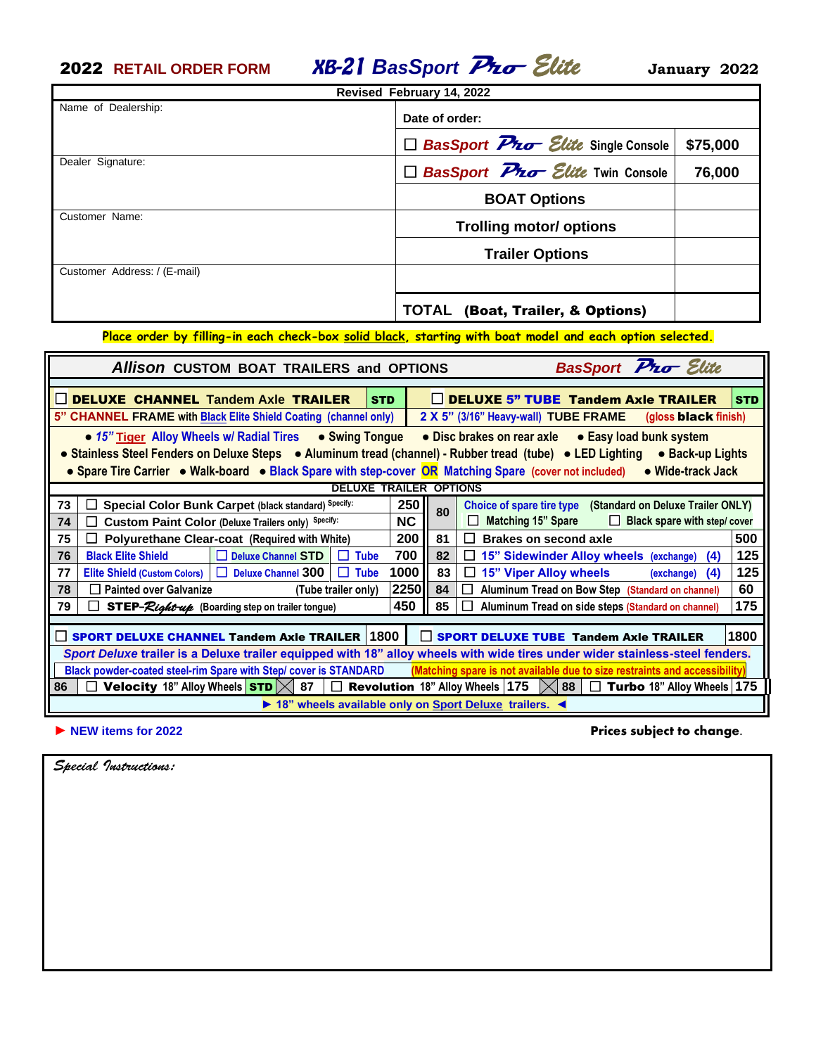# 2022 RETAIL ORDER FORM — XB-21 BasSport Pro Elite — January 2022

| Revised February 14, 2022 | | |
|---|---|---|
| Name of Dealership: | Date of order: | |
| | ☐ BasSport Pro Elite Single Console | $75,000 |
| Dealer Signature: | ☐ BasSport Pro Elite Twin Console | 76,000 |
| | BOAT Options | |
| Customer Name: | Trolling motor/ options | |
| | Trailer Options | |
| Customer Address: / (E-mail) | | |
| | TOTAL (Boat, Trailer, & Options) | |

**Place order by filling-in each check-box solid black, starting with boat model and each option selected.**

## Allison CUSTOM BOAT TRAILERS and OPTIONS — BasSport Pro Elite

☐ **DELUXE CHANNEL Tandem Axle TRAILER** — STD
5" CHANNEL FRAME with Black Elite Shield Coating (channel only)

☐ **DELUXE 5" TUBE Tandem Axle TRAILER** — STD
2 X 5" (3/16" Heavy-wall) TUBE FRAME (gloss **black** finish)

- 15" Tiger Alloy Wheels w/ Radial Tires
- Swing Tongue
- Disc brakes on rear axle
- Easy load bunk system
- Stainless Steel Fenders on Deluxe Steps
- Aluminum tread (channel) - Rubber tread (tube)
- LED Lighting
- Back-up Lights
- Spare Tire Carrier
- Walk-board
- Black Spare with step-cover OR Matching Spare (cover not included)
- Wide-track Jack

### DELUXE TRAILER OPTIONS

| # | Option | Price | # | Option | Price |
|---|---|---|---|---|---|
| 73 | ☐ Special Color Bunk Carpet (black standard) Specify: | 250 | 80 | Choice of spare tire type (Standard on Deluxe Trailer ONLY) ☐ Matching 15" Spare ☐ Black spare with step/ cover | |
| 74 | ☐ Custom Paint Color (Deluxe Trailers only) Specify: | NC | | | |
| 75 | ☐ Polyurethane Clear-coat (Required with White) | 200 | 81 | ☐ Brakes on second axle | 500 |
| 76 | Black Elite Shield ☐ Deluxe Channel STD ☐ Tube | 700 | 82 | ☐ 15" Sidewinder Alloy wheels (exchange) (4) | 125 |
| 77 | Elite Shield (Custom Colors) ☐ Deluxe Channel 300 ☐ Tube | 1000 | 83 | ☐ 15" Viper Alloy wheels (exchange) (4) | 125 |
| 78 | ☐ Painted over Galvanize (Tube trailer only) | 2250 | 84 | ☐ Aluminum Tread on Bow Step (Standard on channel) | 60 |
| 79 | ☐ STEP-Right-up (Boarding step on trailer tongue) | 450 | 85 | ☐ Aluminum Tread on side steps (Standard on channel) | 175 |

| | | | |
|---|---|---|---|
| ☐ **SPORT DELUXE CHANNEL Tandem Axle TRAILER** | 1800 | ☐ **SPORT DELUXE TUBE Tandem Axle TRAILER** | 1800 |

*Sport Deluxe* trailer is a Deluxe trailer equipped with 18" alloy wheels with tires under wider stainless-steel fenders.

Black powder-coated steel-rim Spare with Step/ cover is STANDARD (Matching spare is not available due to size restraints and accessibility)

| | | | | | | | |
|---|---|---|---|---|---|---|---|
| 86 | ☐ **Velocity** 18" Alloy Wheels | STD | 87 | ☐ **Revolution** 18" Alloy Wheels | 175 | 88 | ☐ **Turbo** 18" Alloy Wheels | 175 |

► 18" wheels available only on Sport Deluxe trailers. ◄

► NEW items for 2022

Prices subject to change.

*Special Instructions:*